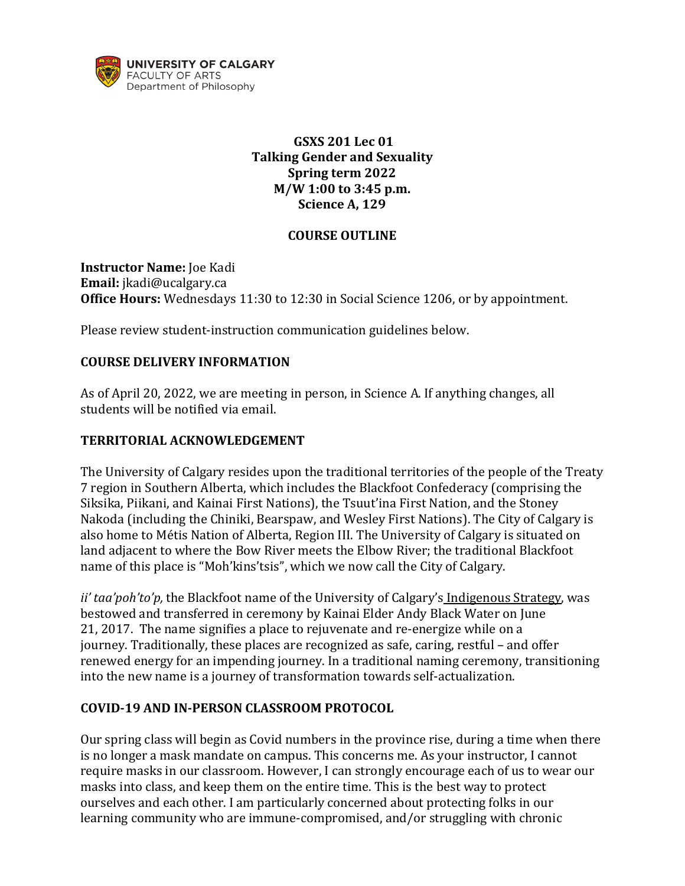UNIVERSITY OF CALGARY
FACULTY OF ARTS
Department of Philosophy

**GSXS 201 Lec 01**
**Talking Gender and Sexuality**
**Spring term 2022**
**M/W 1:00 to 3:45 p.m.**
**Science A, 129**

## COURSE OUTLINE

**Instructor Name:** Joe Kadi
**Email:** jkadi@ucalgary.ca
**Office Hours:** Wednesdays 11:30 to 12:30 in Social Science 1206, or by appointment.

Please review student-instruction communication guidelines below.

## COURSE DELIVERY INFORMATION

As of April 20, 2022, we are meeting in person, in Science A. If anything changes, all students will be notified via email.

## TERRITORIAL ACKNOWLEDGEMENT

The University of Calgary resides upon the traditional territories of the people of the Treaty 7 region in Southern Alberta, which includes the Blackfoot Confederacy (comprising the Siksika, Piikani, and Kainai First Nations), the Tsuut'ina First Nation, and the Stoney Nakoda (including the Chiniki, Bearspaw, and Wesley First Nations). The City of Calgary is also home to Métis Nation of Alberta, Region III. The University of Calgary is situated on land adjacent to where the Bow River meets the Elbow River; the traditional Blackfoot name of this place is "Moh'kins'tsis", which we now call the City of Calgary.

*ii' taa'poh'to'p,* the Blackfoot name of the University of Calgary's Indigenous Strategy, was bestowed and transferred in ceremony by Kainai Elder Andy Black Water on June 21, 2017. The name signifies a place to rejuvenate and re-energize while on a journey. Traditionally, these places are recognized as safe, caring, restful – and offer renewed energy for an impending journey. In a traditional naming ceremony, transitioning into the new name is a journey of transformation towards self-actualization.

## COVID-19 AND IN-PERSON CLASSROOM PROTOCOL

Our spring class will begin as Covid numbers in the province rise, during a time when there is no longer a mask mandate on campus. This concerns me. As your instructor, I cannot require masks in our classroom. However, I can strongly encourage each of us to wear our masks into class, and keep them on the entire time. This is the best way to protect ourselves and each other. I am particularly concerned about protecting folks in our learning community who are immune-compromised, and/or struggling with chronic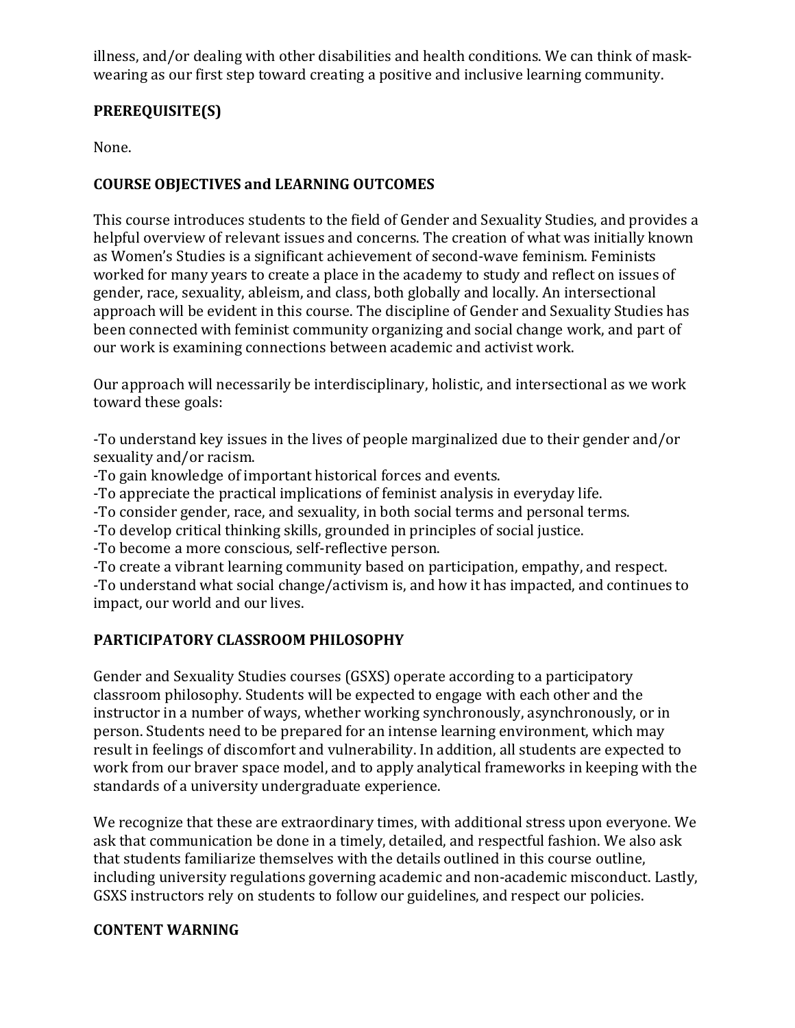illness, and/or dealing with other disabilities and health conditions. We can think of mask-wearing as our first step toward creating a positive and inclusive learning community.

## PREREQUISITE(S)

None.

## COURSE OBJECTIVES and LEARNING OUTCOMES

This course introduces students to the field of Gender and Sexuality Studies, and provides a helpful overview of relevant issues and concerns. The creation of what was initially known as Women's Studies is a significant achievement of second-wave feminism. Feminists worked for many years to create a place in the academy to study and reflect on issues of gender, race, sexuality, ableism, and class, both globally and locally. An intersectional approach will be evident in this course. The discipline of Gender and Sexuality Studies has been connected with feminist community organizing and social change work, and part of our work is examining connections between academic and activist work.

Our approach will necessarily be interdisciplinary, holistic, and intersectional as we work toward these goals:

-To understand key issues in the lives of people marginalized due to their gender and/or sexuality and/or racism.
-To gain knowledge of important historical forces and events.
-To appreciate the practical implications of feminist analysis in everyday life.
-To consider gender, race, and sexuality, in both social terms and personal terms.
-To develop critical thinking skills, grounded in principles of social justice.
-To become a more conscious, self-reflective person.
-To create a vibrant learning community based on participation, empathy, and respect.
-To understand what social change/activism is, and how it has impacted, and continues to impact, our world and our lives.

## PARTICIPATORY CLASSROOM PHILOSOPHY

Gender and Sexuality Studies courses (GSXS) operate according to a participatory classroom philosophy. Students will be expected to engage with each other and the instructor in a number of ways, whether working synchronously, asynchronously, or in person. Students need to be prepared for an intense learning environment, which may result in feelings of discomfort and vulnerability. In addition, all students are expected to work from our braver space model, and to apply analytical frameworks in keeping with the standards of a university undergraduate experience.

We recognize that these are extraordinary times, with additional stress upon everyone. We ask that communication be done in a timely, detailed, and respectful fashion. We also ask that students familiarize themselves with the details outlined in this course outline, including university regulations governing academic and non-academic misconduct. Lastly, GSXS instructors rely on students to follow our guidelines, and respect our policies.

## CONTENT WARNING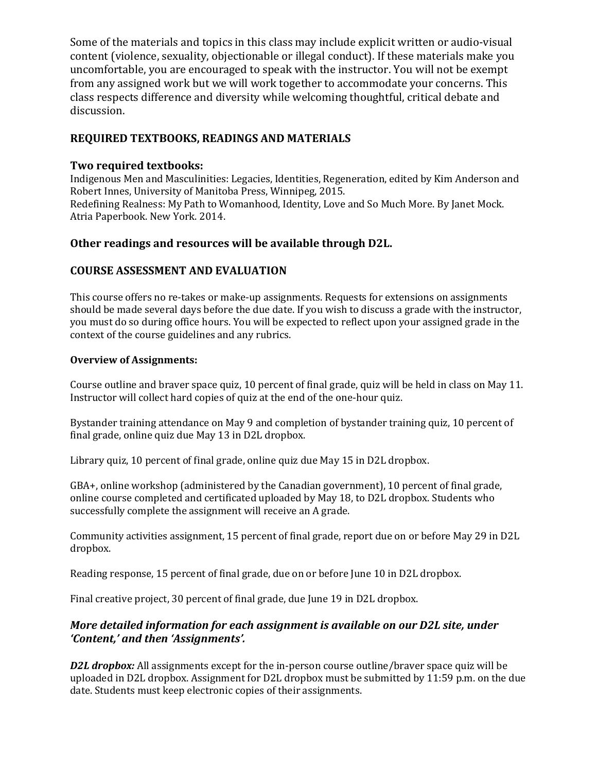Some of the materials and topics in this class may include explicit written or audio-visual content (violence, sexuality, objectionable or illegal conduct). If these materials make you uncomfortable, you are encouraged to speak with the instructor. You will not be exempt from any assigned work but we will work together to accommodate your concerns. This class respects difference and diversity while welcoming thoughtful, critical debate and discussion.

## REQUIRED TEXTBOOKS, READINGS AND MATERIALS

### Two required textbooks:

Indigenous Men and Masculinities: Legacies, Identities, Regeneration, edited by Kim Anderson and Robert Innes, University of Manitoba Press, Winnipeg, 2015.
Redefining Realness: My Path to Womanhood, Identity, Love and So Much More. By Janet Mock. Atria Paperbook. New York. 2014.

### Other readings and resources will be available through D2L.

## COURSE ASSESSMENT AND EVALUATION

This course offers no re-takes or make-up assignments. Requests for extensions on assignments should be made several days before the due date. If you wish to discuss a grade with the instructor, you must do so during office hours. You will be expected to reflect upon your assigned grade in the context of the course guidelines and any rubrics.

**Overview of Assignments:**

Course outline and braver space quiz, 10 percent of final grade, quiz will be held in class on May 11. Instructor will collect hard copies of quiz at the end of the one-hour quiz.

Bystander training attendance on May 9 and completion of bystander training quiz, 10 percent of final grade, online quiz due May 13 in D2L dropbox.

Library quiz, 10 percent of final grade, online quiz due May 15 in D2L dropbox.

GBA+, online workshop (administered by the Canadian government), 10 percent of final grade, online course completed and certificated uploaded by May 18, to D2L dropbox. Students who successfully complete the assignment will receive an A grade.

Community activities assignment, 15 percent of final grade, report due on or before May 29 in D2L dropbox.

Reading response, 15 percent of final grade, due on or before June 10 in D2L dropbox.

Final creative project, 30 percent of final grade, due June 19 in D2L dropbox.

### *More detailed information for each assignment is available on our D2L site, under 'Content,' and then 'Assignments'.*

***D2L dropbox:*** All assignments except for the in-person course outline/braver space quiz will be uploaded in D2L dropbox. Assignment for D2L dropbox must be submitted by 11:59 p.m. on the due date. Students must keep electronic copies of their assignments.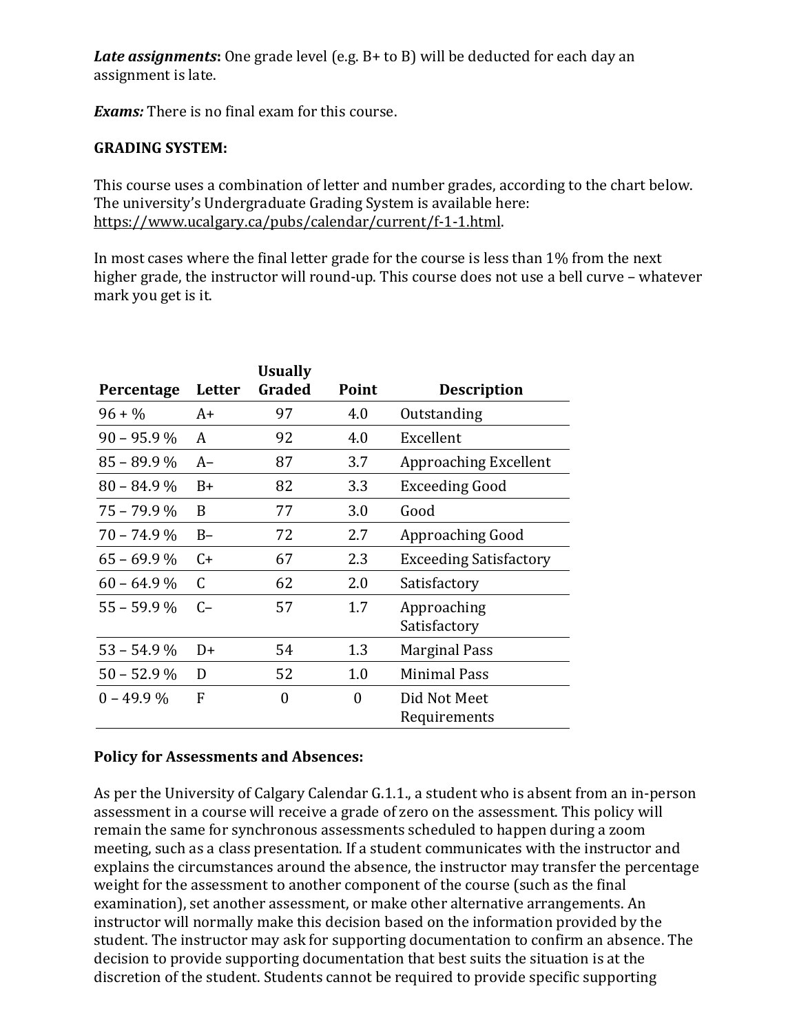***Late assignments*:** One grade level (e.g. B+ to B) will be deducted for each day an assignment is late.

***Exams:*** There is no final exam for this course.

**GRADING SYSTEM:**

This course uses a combination of letter and number grades, according to the chart below. The university's Undergraduate Grading System is available here: https://www.ucalgary.ca/pubs/calendar/current/f-1-1.html.

In most cases where the final letter grade for the course is less than 1% from the next higher grade, the instructor will round-up. This course does not use a bell curve – whatever mark you get is it.

| Percentage | Letter | Usually Graded | Point | Description |
|---|---|---|---|---|
| 96 + % | A+ | 97 | 4.0 | Outstanding |
| 90 – 95.9 % | A | 92 | 4.0 | Excellent |
| 85 – 89.9 % | A– | 87 | 3.7 | Approaching Excellent |
| 80 – 84.9 % | B+ | 82 | 3.3 | Exceeding Good |
| 75 – 79.9 % | B | 77 | 3.0 | Good |
| 70 – 74.9 % | B– | 72 | 2.7 | Approaching Good |
| 65 – 69.9 % | C+ | 67 | 2.3 | Exceeding Satisfactory |
| 60 – 64.9 % | C | 62 | 2.0 | Satisfactory |
| 55 – 59.9 % | C– | 57 | 1.7 | Approaching Satisfactory |
| 53 – 54.9 % | D+ | 54 | 1.3 | Marginal Pass |
| 50 – 52.9 % | D | 52 | 1.0 | Minimal Pass |
| 0 – 49.9 % | F | 0 | 0 | Did Not Meet Requirements |

**Policy for Assessments and Absences:**

As per the University of Calgary Calendar G.1.1., a student who is absent from an in-person assessment in a course will receive a grade of zero on the assessment. This policy will remain the same for synchronous assessments scheduled to happen during a zoom meeting, such as a class presentation. If a student communicates with the instructor and explains the circumstances around the absence, the instructor may transfer the percentage weight for the assessment to another component of the course (such as the final examination), set another assessment, or make other alternative arrangements. An instructor will normally make this decision based on the information provided by the student. The instructor may ask for supporting documentation to confirm an absence. The decision to provide supporting documentation that best suits the situation is at the discretion of the student. Students cannot be required to provide specific supporting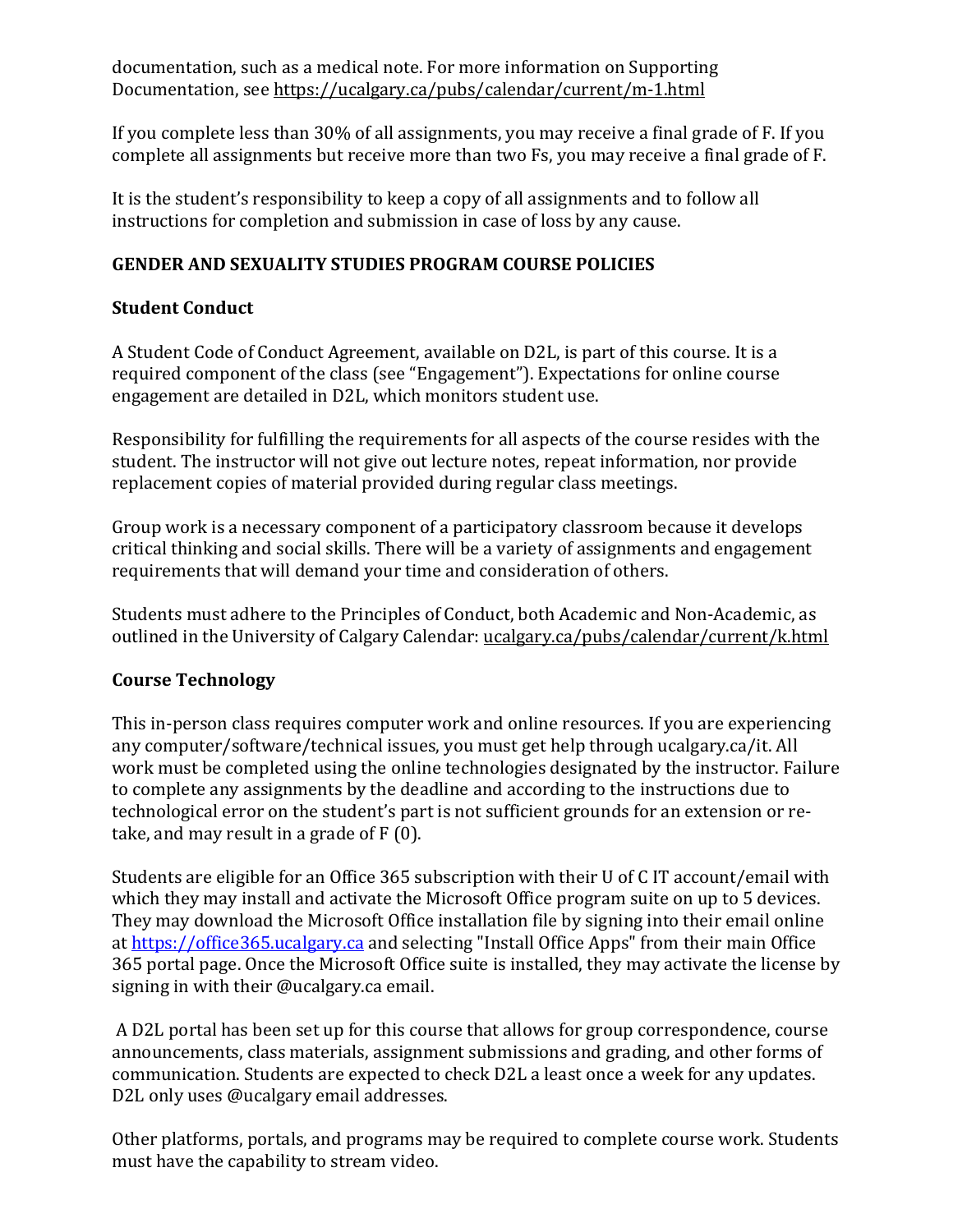documentation, such as a medical note. For more information on Supporting Documentation, see https://ucalgary.ca/pubs/calendar/current/m-1.html

If you complete less than 30% of all assignments, you may receive a final grade of F. If you complete all assignments but receive more than two Fs, you may receive a final grade of F.

It is the student's responsibility to keep a copy of all assignments and to follow all instructions for completion and submission in case of loss by any cause.

## GENDER AND SEXUALITY STUDIES PROGRAM COURSE POLICIES

### Student Conduct

A Student Code of Conduct Agreement, available on D2L, is part of this course. It is a required component of the class (see "Engagement"). Expectations for online course engagement are detailed in D2L, which monitors student use.

Responsibility for fulfilling the requirements for all aspects of the course resides with the student. The instructor will not give out lecture notes, repeat information, nor provide replacement copies of material provided during regular class meetings.

Group work is a necessary component of a participatory classroom because it develops critical thinking and social skills. There will be a variety of assignments and engagement requirements that will demand your time and consideration of others.

Students must adhere to the Principles of Conduct, both Academic and Non-Academic, as outlined in the University of Calgary Calendar: ucalgary.ca/pubs/calendar/current/k.html

### Course Technology

This in-person class requires computer work and online resources. If you are experiencing any computer/software/technical issues, you must get help through ucalgary.ca/it. All work must be completed using the online technologies designated by the instructor. Failure to complete any assignments by the deadline and according to the instructions due to technological error on the student's part is not sufficient grounds for an extension or re-take, and may result in a grade of F (0).

Students are eligible for an Office 365 subscription with their U of C IT account/email with which they may install and activate the Microsoft Office program suite on up to 5 devices. They may download the Microsoft Office installation file by signing into their email online at https://office365.ucalgary.ca and selecting "Install Office Apps" from their main Office 365 portal page. Once the Microsoft Office suite is installed, they may activate the license by signing in with their @ucalgary.ca email.

A D2L portal has been set up for this course that allows for group correspondence, course announcements, class materials, assignment submissions and grading, and other forms of communication. Students are expected to check D2L a least once a week for any updates. D2L only uses @ucalgary email addresses.

Other platforms, portals, and programs may be required to complete course work. Students must have the capability to stream video.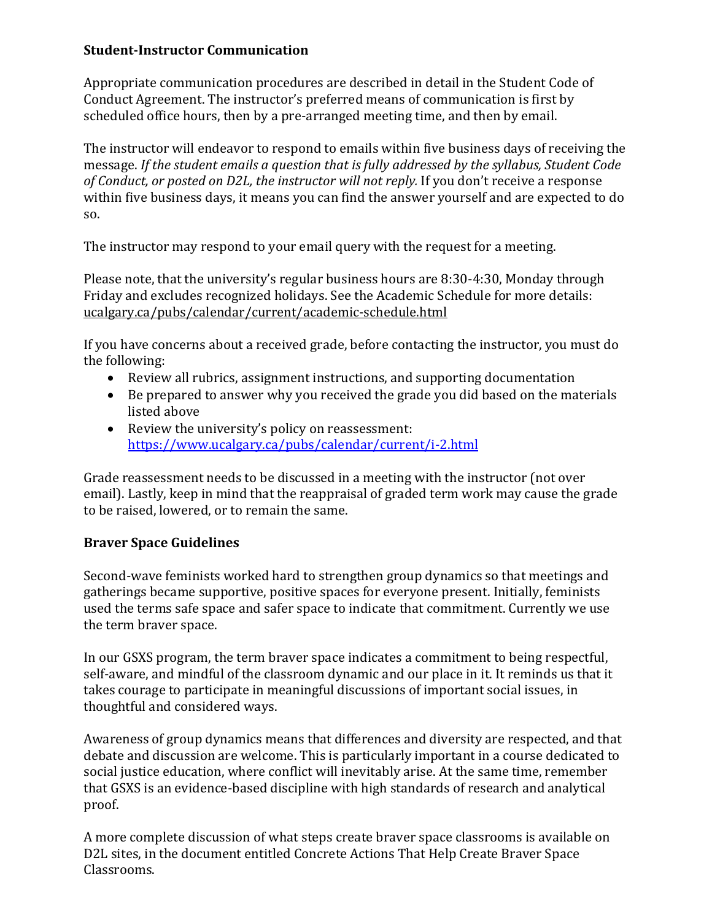**Student-Instructor Communication**

Appropriate communication procedures are described in detail in the Student Code of Conduct Agreement. The instructor's preferred means of communication is first by scheduled office hours, then by a pre-arranged meeting time, and then by email.

The instructor will endeavor to respond to emails within five business days of receiving the message. *If the student emails a question that is fully addressed by the syllabus, Student Code of Conduct, or posted on D2L, the instructor will not reply.* If you don't receive a response within five business days, it means you can find the answer yourself and are expected to do so.

The instructor may respond to your email query with the request for a meeting.

Please note, that the university's regular business hours are 8:30-4:30, Monday through Friday and excludes recognized holidays. See the Academic Schedule for more details: ucalgary.ca/pubs/calendar/current/academic-schedule.html

If you have concerns about a received grade, before contacting the instructor, you must do the following:

- Review all rubrics, assignment instructions, and supporting documentation
- Be prepared to answer why you received the grade you did based on the materials listed above
- Review the university's policy on reassessment: https://www.ucalgary.ca/pubs/calendar/current/i-2.html

Grade reassessment needs to be discussed in a meeting with the instructor (not over email). Lastly, keep in mind that the reappraisal of graded term work may cause the grade to be raised, lowered, or to remain the same.

**Braver Space Guidelines**

Second-wave feminists worked hard to strengthen group dynamics so that meetings and gatherings became supportive, positive spaces for everyone present. Initially, feminists used the terms safe space and safer space to indicate that commitment. Currently we use the term braver space.

In our GSXS program, the term braver space indicates a commitment to being respectful, self-aware, and mindful of the classroom dynamic and our place in it. It reminds us that it takes courage to participate in meaningful discussions of important social issues, in thoughtful and considered ways.

Awareness of group dynamics means that differences and diversity are respected, and that debate and discussion are welcome. This is particularly important in a course dedicated to social justice education, where conflict will inevitably arise. At the same time, remember that GSXS is an evidence-based discipline with high standards of research and analytical proof.

A more complete discussion of what steps create braver space classrooms is available on D2L sites, in the document entitled Concrete Actions That Help Create Braver Space Classrooms.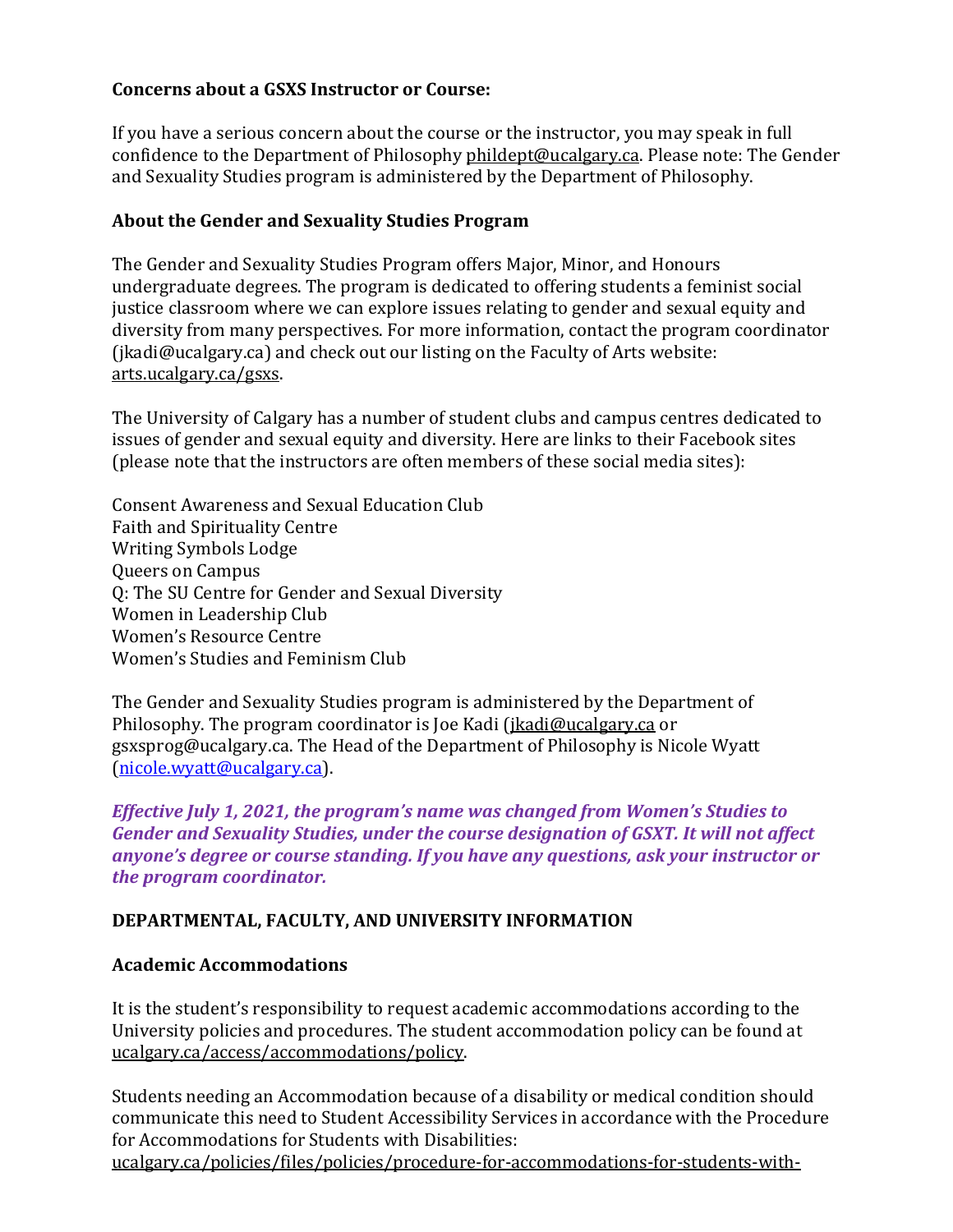### Concerns about a GSXS Instructor or Course:

If you have a serious concern about the course or the instructor, you may speak in full confidence to the Department of Philosophy phildept@ucalgary.ca. Please note: The Gender and Sexuality Studies program is administered by the Department of Philosophy.

### About the Gender and Sexuality Studies Program

The Gender and Sexuality Studies Program offers Major, Minor, and Honours undergraduate degrees. The program is dedicated to offering students a feminist social justice classroom where we can explore issues relating to gender and sexual equity and diversity from many perspectives. For more information, contact the program coordinator (jkadi@ucalgary.ca) and check out our listing on the Faculty of Arts website: arts.ucalgary.ca/gsxs.

The University of Calgary has a number of student clubs and campus centres dedicated to issues of gender and sexual equity and diversity. Here are links to their Facebook sites (please note that the instructors are often members of these social media sites):

Consent Awareness and Sexual Education Club
Faith and Spirituality Centre
Writing Symbols Lodge
Queers on Campus
Q: The SU Centre for Gender and Sexual Diversity
Women in Leadership Club
Women's Resource Centre
Women's Studies and Feminism Club

The Gender and Sexuality Studies program is administered by the Department of Philosophy. The program coordinator is Joe Kadi (jkadi@ucalgary.ca or gsxsprog@ucalgary.ca. The Head of the Department of Philosophy is Nicole Wyatt (nicole.wyatt@ucalgary.ca).

***Effective July 1, 2021, the program's name was changed from Women's Studies to Gender and Sexuality Studies, under the course designation of GSXT. It will not affect anyone's degree or course standing. If you have any questions, ask your instructor or the program coordinator.***

## DEPARTMENTAL, FACULTY, AND UNIVERSITY INFORMATION

### Academic Accommodations

It is the student's responsibility to request academic accommodations according to the University policies and procedures. The student accommodation policy can be found at ucalgary.ca/access/accommodations/policy.

Students needing an Accommodation because of a disability or medical condition should communicate this need to Student Accessibility Services in accordance with the Procedure for Accommodations for Students with Disabilities: ucalgary.ca/policies/files/policies/procedure-for-accommodations-for-students-with-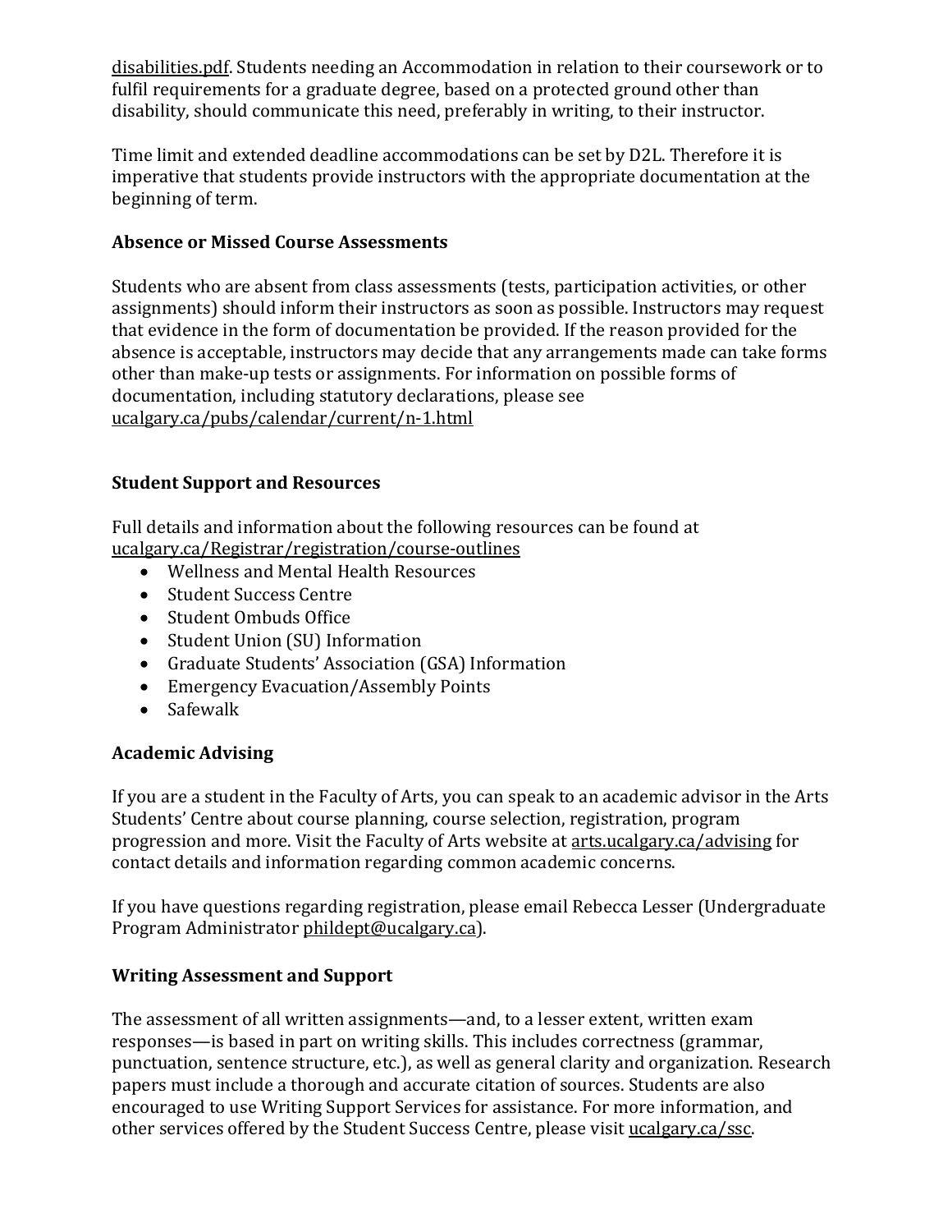disabilities.pdf. Students needing an Accommodation in relation to their coursework or to fulfil requirements for a graduate degree, based on a protected ground other than disability, should communicate this need, preferably in writing, to their instructor.

Time limit and extended deadline accommodations can be set by D2L. Therefore it is imperative that students provide instructors with the appropriate documentation at the beginning of term.

**Absence or Missed Course Assessments**

Students who are absent from class assessments (tests, participation activities, or other assignments) should inform their instructors as soon as possible. Instructors may request that evidence in the form of documentation be provided. If the reason provided for the absence is acceptable, instructors may decide that any arrangements made can take forms other than make-up tests or assignments. For information on possible forms of documentation, including statutory declarations, please see ucalgary.ca/pubs/calendar/current/n-1.html

**Student Support and Resources**

Full details and information about the following resources can be found at ucalgary.ca/Registrar/registration/course-outlines

- Wellness and Mental Health Resources
- Student Success Centre
- Student Ombuds Office
- Student Union (SU) Information
- Graduate Students' Association (GSA) Information
- Emergency Evacuation/Assembly Points
- Safewalk

**Academic Advising**

If you are a student in the Faculty of Arts, you can speak to an academic advisor in the Arts Students' Centre about course planning, course selection, registration, program progression and more. Visit the Faculty of Arts website at arts.ucalgary.ca/advising for contact details and information regarding common academic concerns.

If you have questions regarding registration, please email Rebecca Lesser (Undergraduate Program Administrator phildept@ucalgary.ca).

**Writing Assessment and Support**

The assessment of all written assignments—and, to a lesser extent, written exam responses—is based in part on writing skills. This includes correctness (grammar, punctuation, sentence structure, etc.), as well as general clarity and organization. Research papers must include a thorough and accurate citation of sources. Students are also encouraged to use Writing Support Services for assistance. For more information, and other services offered by the Student Success Centre, please visit ucalgary.ca/ssc.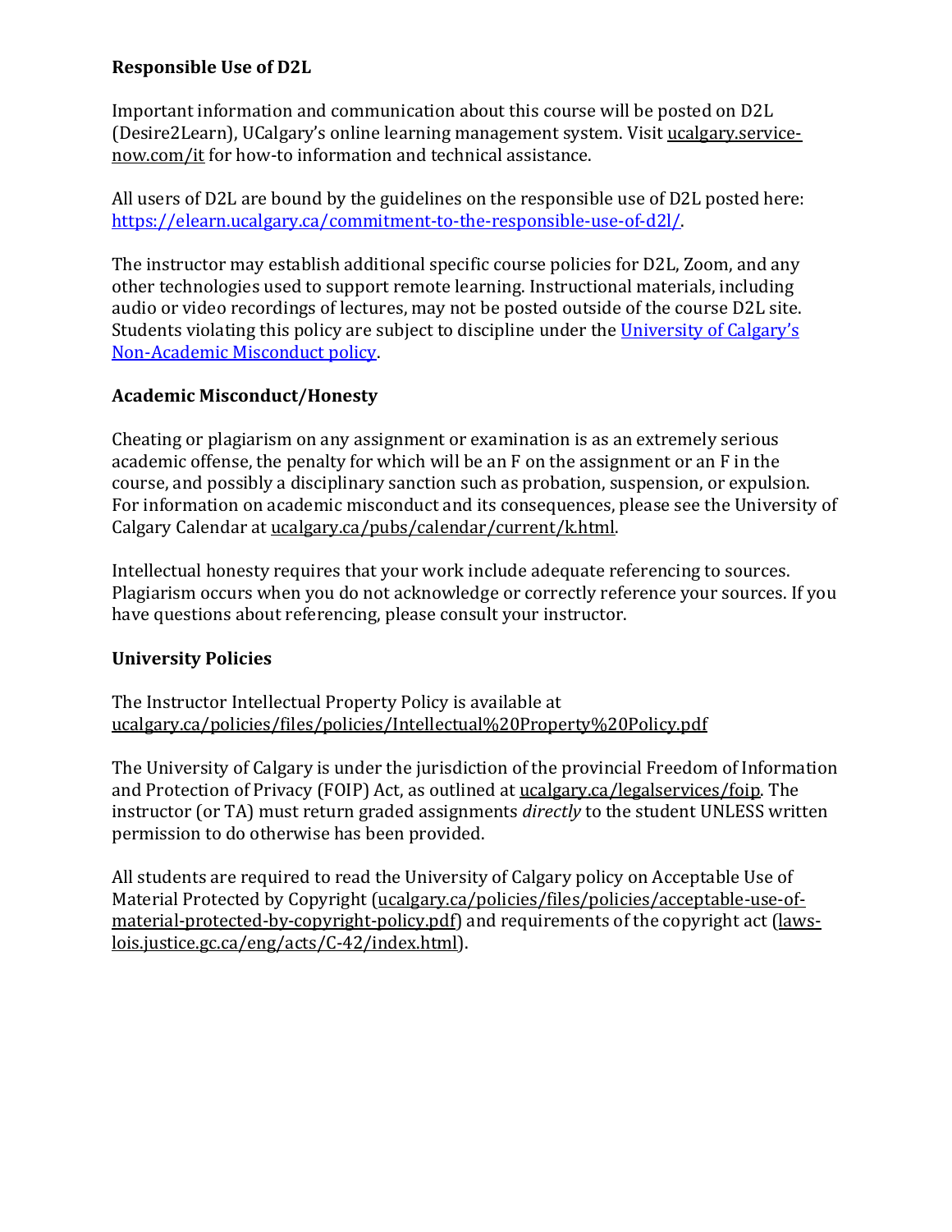**Responsible Use of D2L**

Important information and communication about this course will be posted on D2L (Desire2Learn), UCalgary's online learning management system. Visit ucalgary.service-now.com/it for how-to information and technical assistance.

All users of D2L are bound by the guidelines on the responsible use of D2L posted here: https://elearn.ucalgary.ca/commitment-to-the-responsible-use-of-d2l/.

The instructor may establish additional specific course policies for D2L, Zoom, and any other technologies used to support remote learning. Instructional materials, including audio or video recordings of lectures, may not be posted outside of the course D2L site. Students violating this policy are subject to discipline under the University of Calgary's Non-Academic Misconduct policy.

**Academic Misconduct/Honesty**

Cheating or plagiarism on any assignment or examination is as an extremely serious academic offense, the penalty for which will be an F on the assignment or an F in the course, and possibly a disciplinary sanction such as probation, suspension, or expulsion. For information on academic misconduct and its consequences, please see the University of Calgary Calendar at ucalgary.ca/pubs/calendar/current/k.html.

Intellectual honesty requires that your work include adequate referencing to sources. Plagiarism occurs when you do not acknowledge or correctly reference your sources. If you have questions about referencing, please consult your instructor.

**University Policies**

The Instructor Intellectual Property Policy is available at ucalgary.ca/policies/files/policies/Intellectual%20Property%20Policy.pdf

The University of Calgary is under the jurisdiction of the provincial Freedom of Information and Protection of Privacy (FOIP) Act, as outlined at ucalgary.ca/legalservices/foip. The instructor (or TA) must return graded assignments *directly* to the student UNLESS written permission to do otherwise has been provided.

All students are required to read the University of Calgary policy on Acceptable Use of Material Protected by Copyright (ucalgary.ca/policies/files/policies/acceptable-use-of-material-protected-by-copyright-policy.pdf) and requirements of the copyright act (laws-lois.justice.gc.ca/eng/acts/C-42/index.html).